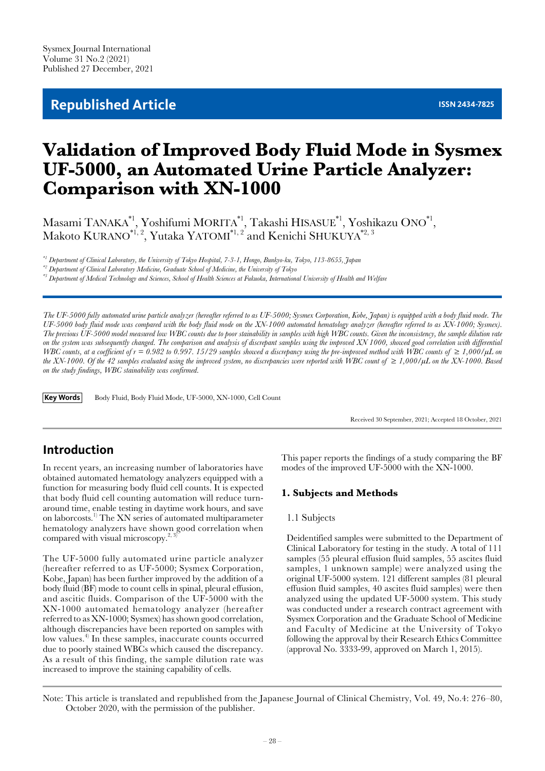Sysmex Journal International
Volume 31 No.2 (2021)
Published 27 December, 2021

## Republished Article

ISSN 2434-7825

# Validation of Improved Body Fluid Mode in Sysmex UF-5000, an Automated Urine Particle Analyzer: Comparison with XN-1000

Masami TANAKA[*1], Yoshifumi MORITA[*1], Takashi HISASUE[*1], Yoshikazu ONO[*1], Makoto KURANO[*1, 2], Yutaka YATOMI[*1, 2] and Kenichi SHUKUYA[*2, 3]

[*1] Department of Clinical Laboratory, the University of Tokyo Hospital, 7-3-1, Hongo, Bunkyo-ku, Tokyo, 113-8655, Japan

[*2] Department of Clinical Laboratory Medicine, Graduate School of Medicine, the University of Tokyo

[*3] Department of Medical Technology and Sciences, School of Health Sciences at Fukuoka, International University of Health and Welfare

*The UF-5000 fully automated urine particle analyzer (hereafter referred to as UF-5000; Sysmex Corporation, Kobe, Japan) is equipped with a body fluid mode. The UF-5000 body fluid mode was compared with the body fluid mode on the XN-1000 automated hematology analyzer (hereafter referred to as XN-1000; Sysmex). The previous UF-5000 model measured low WBC counts due to poor stainability in samples with high WBC counts. Given the inconsistency, the sample dilution rate on the system was subsequently changed. The comparison and analysis of discrepant samples using the improved XN 1000, showed good correlation with differential WBC counts, at a coefficient of r = 0.982 to 0.997. 15/29 samples showed a discrepancy using the pre-improved method with WBC counts of ≥ 1,000/μL on the XN-1000. Of the 42 samples evaluated using the improved system, no discrepancies were reported with WBC count of ≥ 1,000/μL on the XN-1000. Based on the study findings, WBC stainability was confirmed.*

**Key Words** Body Fluid, Body Fluid Mode, UF-5000, XN-1000, Cell Count

Received 30 September, 2021; Accepted 18 October, 2021

## Introduction

In recent years, an increasing number of laboratories have obtained automated hematology analyzers equipped with a function for measuring body fluid cell counts. It is expected that body fluid cell counting automation will reduce turnaround time, enable testing in daytime work hours, and save on laborcosts.[1] The XN series of automated multiparameter hematology analyzers have shown good correlation when compared with visual microscopy.[2, 3]

The UF-5000 fully automated urine particle analyzer (hereafter referred to as UF-5000; Sysmex Corporation, Kobe, Japan) has been further improved by the addition of a body fluid (BF) mode to count cells in spinal, pleural effusion, and ascitic fluids. Comparison of the UF-5000 with the XN-1000 automated hematology analyzer (hereafter referred to as XN-1000; Sysmex) has shown good correlation, although discrepancies have been reported on samples with low values.[4] In these samples, inaccurate counts occurred due to poorly stained WBCs which caused the discrepancy. As a result of this finding, the sample dilution rate was increased to improve the staining capability of cells.

This paper reports the findings of a study comparing the BF modes of the improved UF-5000 with the XN-1000.

### 1. Subjects and Methods

#### 1.1 Subjects

Deidentified samples were submitted to the Department of Clinical Laboratory for testing in the study. A total of 111 samples (55 pleural effusion fluid samples, 55 ascites fluid samples, 1 unknown sample) were analyzed using the original UF-5000 system. 121 different samples (81 pleural effusion fluid samples, 40 ascites fluid samples) were then analyzed using the updated UF-5000 system. This study was conducted under a research contract agreement with Sysmex Corporation and the Graduate School of Medicine and Faculty of Medicine at the University of Tokyo following the approval by their Research Ethics Committee (approval No. 3333-99, approved on March 1, 2015).

Note: This article is translated and republished from the Japanese Journal of Clinical Chemistry, Vol. 49, No.4: 276–80, October 2020, with the permission of the publisher.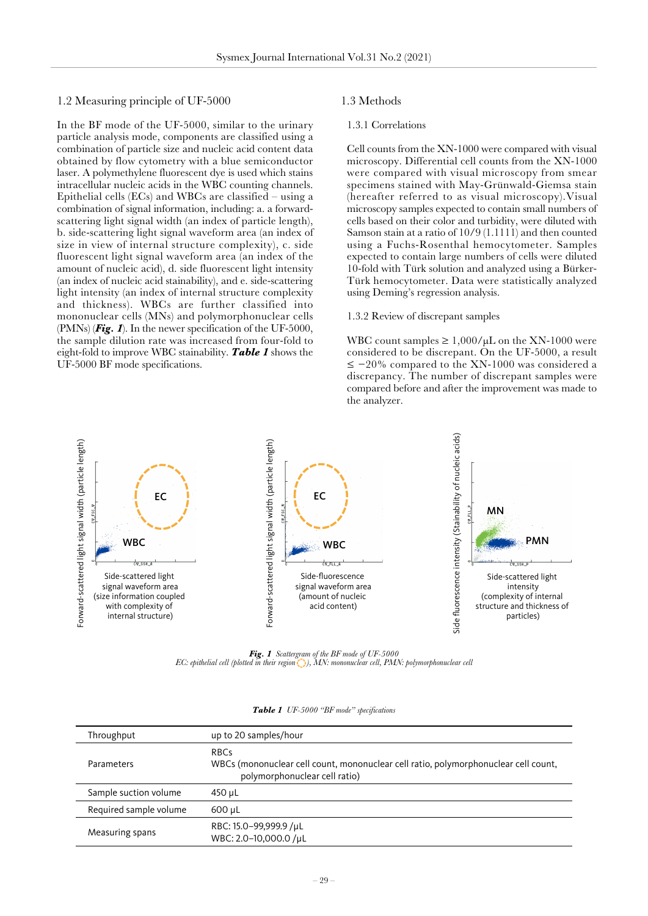## 1.2 Measuring principle of UF-5000

In the BF mode of the UF-5000, similar to the urinary particle analysis mode, components are classified using a combination of particle size and nucleic acid content data obtained by flow cytometry with a blue semiconductor laser. A polymethylene fluorescent dye is used which stains intracellular nucleic acids in the WBC counting channels. Epithelial cells (ECs) and WBCs are classified – using a combination of signal information, including: a. a forward-scattering light signal width (an index of particle length), b. side-scattering light signal waveform area (an index of size in view of internal structure complexity), c. side fluorescent light signal waveform area (an index of the amount of nucleic acid), d. side fluorescent light intensity (an index of nucleic acid stainability), and e. side-scattering light intensity (an index of internal structure complexity and thickness). WBCs are further classified into mononuclear cells (MNs) and polymorphonuclear cells (PMNs) (***Fig. 1***). In the newer specification of the UF-5000, the sample dilution rate was increased from four-fold to eight-fold to improve WBC stainability. ***Table 1*** shows the UF-5000 BF mode specifications.

## 1.3 Methods

### 1.3.1 Correlations

Cell counts from the XN-1000 were compared with visual microscopy. Differential cell counts from the XN-1000 were compared with visual microscopy from smear specimens stained with May-Grünwald-Giemsa stain (hereafter referred to as visual microscopy).Visual microscopy samples expected to contain small numbers of cells based on their color and turbidity, were diluted with Samson stain at a ratio of 10/9 (1.1111) and then counted using a Fuchs-Rosenthal hemocytometer. Samples expected to contain large numbers of cells were diluted 10-fold with Türk solution and analyzed using a Bürker-Türk hemocytometer. Data were statistically analyzed using Deming's regression analysis.

### 1.3.2 Review of discrepant samples

WBC count samples ≥ 1,000/μL on the XN-1000 were considered to be discrepant. On the UF-5000, a result ≤ −20% compared to the XN-1000 was considered a discrepancy. The number of discrepant samples were compared before and after the improvement was made to the analyzer.

***Fig. 1*** *Scattergram of the BF mode of UF-5000*
*EC: epithelial cell (plotted in their region), MN: mononuclear cell, PMN: polymorphonuclear cell*

***Table 1*** *UF-5000 "BF mode" specifications*

| | |
|---|---|
| Throughput | up to 20 samples/hour |
| Parameters | RBCs<br>WBCs (mononuclear cell count, mononuclear cell ratio, polymorphonuclear cell count, polymorphonuclear cell ratio) |
| Sample suction volume | 450 μL |
| Required sample volume | 600 μL |
| Measuring spans | RBC: 15.0–99,999.9 /μL<br>WBC: 2.0–10,000.0 /μL |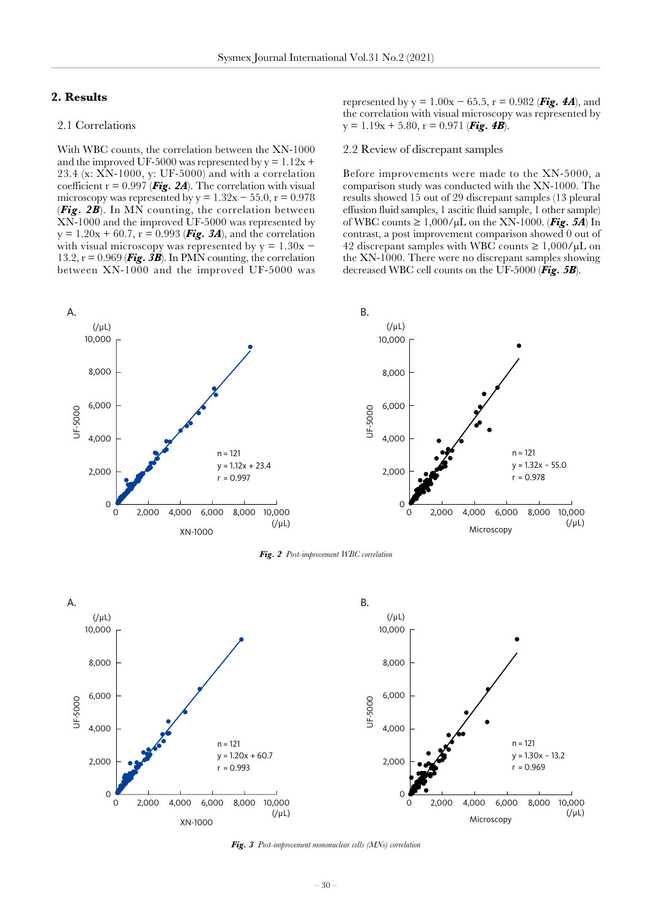## 2. Results

### 2.1 Correlations

With WBC counts, the correlation between the XN-1000 and the improved UF-5000 was represented by $y = 1.12x + 23.4$ (x: XN-1000, y: UF-5000) and with a correlation coefficient $r = 0.997$ (***Fig. 2A***). The correlation with visual microscopy was represented by $y = 1.32x - 55.0$, $r = 0.978$ (***Fig. 2B***). In MN counting, the correlation between XN-1000 and the improved UF-5000 was represented by $y = 1.20x + 60.7$, $r = 0.993$ (***Fig. 3A***), and the correlation with visual microscopy was represented by $y = 1.30x - 13.2$, $r = 0.969$ (***Fig. 3B***). In PMN counting, the correlation between XN-1000 and the improved UF-5000 was represented by $y = 1.00x - 65.5$, $r = 0.982$ (***Fig. 4A***), and the correlation with visual microscopy was represented by $y = 1.19x + 5.80$, $r = 0.971$ (***Fig. 4B***).

### 2.2 Review of discrepant samples

Before improvements were made to the XN-5000, a comparison study was conducted with the XN-1000. The results showed 15 out of 29 discrepant samples (13 pleural effusion fluid samples, 1 ascitic fluid sample, 1 other sample) of WBC counts ≥ 1,000/μL on the XN-1000. (***Fig. 5A***) In contrast, a post improvement comparison showed 0 out of 42 discrepant samples with WBC counts ≥ 1,000/μL on the XN-1000. There were no discrepant samples showing decreased WBC cell counts on the UF-5000 (***Fig. 5B***).

A. n = 121, $y = 1.12x + 23.4$, $r = 0.997$ (x-axis: XN-1000 (/μL); y-axis: UF-5000 (/μL))

B. n = 121, $y = 1.32x - 55.0$, $r = 0.978$ (x-axis: Microscopy (/μL); y-axis: UF-5000 (/μL))

***Fig. 2*** *Post-improvement WBC correlation*

A. n = 121, $y = 1.20x + 60.7$, $r = 0.993$ (x-axis: XN-1000 (/μL); y-axis: UF-5000 (/μL))

B. n = 121, $y = 1.30x - 13.2$, $r = 0.969$ (x-axis: Microscopy (/μL); y-axis: UF-5000 (/μL))

***Fig. 3*** *Post-improvement mononuclear cells (MNs) correlation*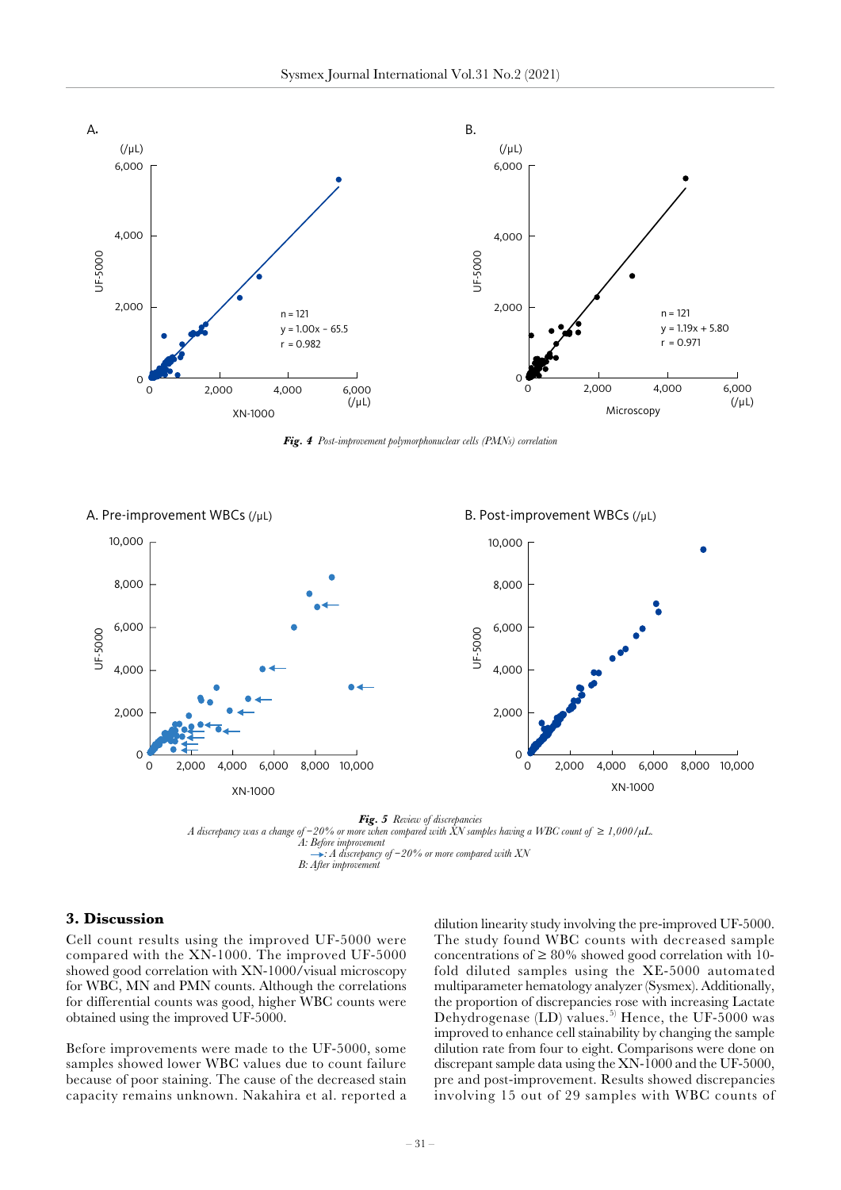A.

n = 121
y = 1.00x − 65.5
r = 0.982

B.

n = 121
y = 1.19x + 5.80
r = 0.971

***Fig. 4*** *Post-improvement polymorphonuclear cells (PMNs) correlation*

A. Pre-improvement WBCs (/μL)

B. Post-improvement WBCs (/μL)

***Fig. 5*** *Review of discrepancies*
*A discrepancy was a change of −20% or more when compared with XN samples having a WBC count of ≥ 1,000/μL.*
*A: Before improvement*
*→: A discrepancy of −20% or more compared with XN*
*B: After improvement*

## 3. Discussion

Cell count results using the improved UF-5000 were compared with the XN-1000. The improved UF-5000 showed good correlation with XN-1000/visual microscopy for WBC, MN and PMN counts. Although the correlations for differential counts was good, higher WBC counts were obtained using the improved UF-5000.

Before improvements were made to the UF-5000, some samples showed lower WBC values due to count failure because of poor staining. The cause of the decreased stain capacity remains unknown. Nakahira et al. reported a dilution linearity study involving the pre-improved UF-5000. The study found WBC counts with decreased sample concentrations of ≥ 80% showed good correlation with 10-fold diluted samples using the XE-5000 automated multiparameter hematology analyzer (Sysmex). Additionally, the proportion of discrepancies rose with increasing Lactate Dehydrogenase (LD) values.[5] Hence, the UF-5000 was improved to enhance cell stainability by changing the sample dilution rate from four to eight. Comparisons were done on discrepant sample data using the XN-1000 and the UF-5000, pre and post-improvement. Results showed discrepancies involving 15 out of 29 samples with WBC counts of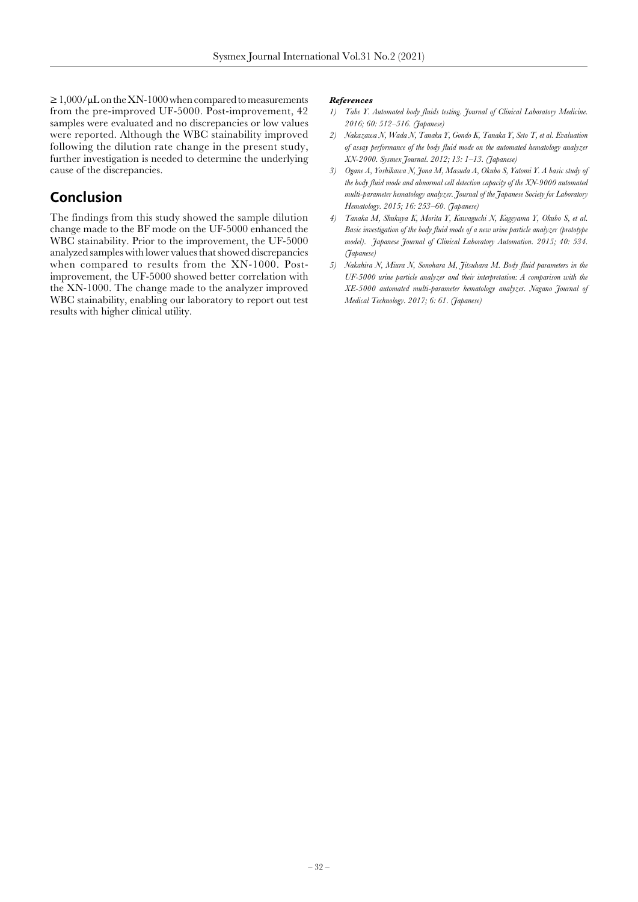≥ 1,000/μL on the XN-1000 when compared to measurements from the pre-improved UF-5000. Post-improvement, 42 samples were evaluated and no discrepancies or low values were reported. Although the WBC stainability improved following the dilution rate change in the present study, further investigation is needed to determine the underlying cause of the discrepancies.

## Conclusion

The findings from this study showed the sample dilution change made to the BF mode on the UF-5000 enhanced the WBC stainability. Prior to the improvement, the UF-5000 analyzed samples with lower values that showed discrepancies when compared to results from the XN-1000. Post-improvement, the UF-5000 showed better correlation with the XN-1000. The change made to the analyzer improved WBC stainability, enabling our laboratory to report out test results with higher clinical utility.

***References***

1) *Tabe Y. Automated body fluids testing. Journal of Clinical Laboratory Medicine. 2016; 60: 512–516. (Japanese)*
2) *Nakazawa N, Wada N, Tanaka Y, Gondo K, Tanaka Y, Seto T, et al. Evaluation of assay performance of the body fluid mode on the automated hematology analyzer XN-2000. Sysmex Journal. 2012; 13: 1–13. (Japanese)*
3) *Ogane A, Yoshikawa N, Jona M, Masuda A, Okubo S, Yatomi Y. A basic study of the body fluid mode and abnormal cell detection capacity of the XN-9000 automated multi-parameter hematology analyzer. Journal of the Japanese Society for Laboratory Hematology. 2015; 16: 253–60. (Japanese)*
4) *Tanaka M, Shukuya K, Morita Y, Kawaguchi N, Kageyama Y, Okubo S, et al. Basic investigation of the body fluid mode of a new urine particle analyzer (prototype model). Japanese Journal of Clinical Laboratory Automation. 2015; 40: 534. (Japanese)*
5) *Nakahira N, Miura N, Sonohara M, Jitsuhara M. Body fluid parameters in the UF-5000 urine particle analyzer and their interpretation: A comparison with the XE-5000 automated multi-parameter hematology analyzer. Nagano Journal of Medical Technology. 2017; 6: 61. (Japanese)*